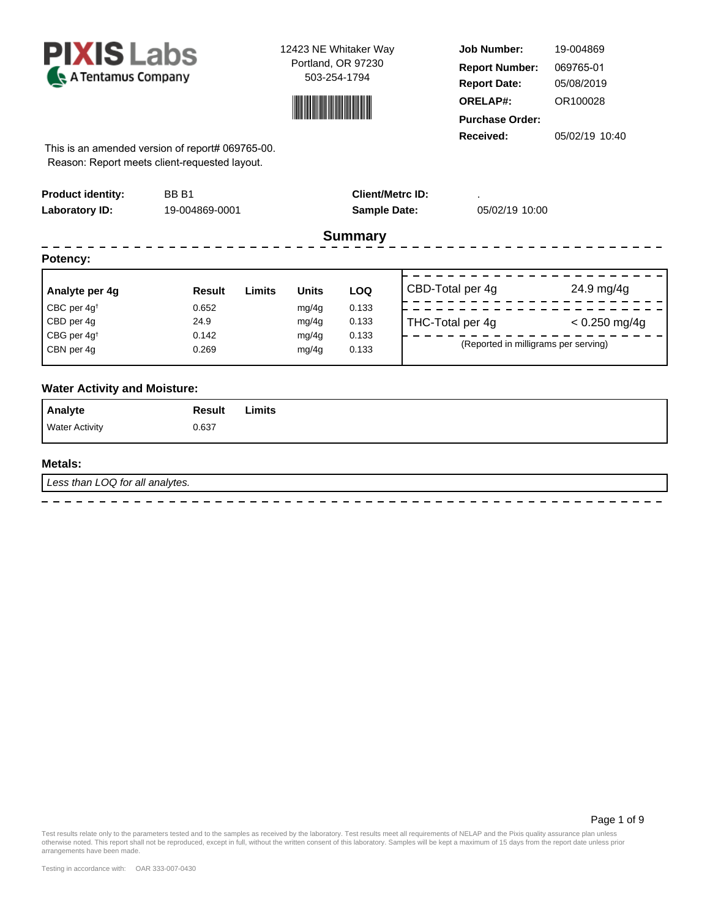**PIXIS Labs**
A Tentamus Company

12423 NE Whitaker Way
Portland, OR 97230
503-254-1794

| | |
|---|---|
| **Job Number:** | 19-004869 |
| **Report Number:** | 069765-01 |
| **Report Date:** | 05/08/2019 |
| **ORELAP#:** | OR100028 |
| **Purchase Order:** | |
| **Received:** | 05/02/19 10:40 |

This is an amended version of report# 069765-00.
Reason: Report meets client-requested layout.

| | | | |
|---|---|---|---|
| **Product identity:** | BB B1 | **Client/Metrc ID:** | . |
| **Laboratory ID:** | 19-004869-0001 | **Sample Date:** | 05/02/19 10:00 |

## Summary

### Potency:

| Analyte per 4g | Result | Limits | Units | LOQ |
|---|---|---|---|---|
| CBC per 4g† | 0.652 | | mg/4g | 0.133 |
| CBD per 4g | 24.9 | | mg/4g | 0.133 |
| CBG per 4g† | 0.142 | | mg/4g | 0.133 |
| CBN per 4g | 0.269 | | mg/4g | 0.133 |

| | |
|---|---|
| CBD-Total per 4g | 24.9 mg/4g |
| THC-Total per 4g | < 0.250 mg/4g |

(Reported in milligrams per serving)

### Water Activity and Moisture:

| Analyte | Result | Limits |
|---|---|---|
| Water Activity | 0.637 | |

### Metals:

*Less than LOQ for all analytes.*

Test results relate only to the parameters tested and to the samples as received by the laboratory. Test results meet all requirements of NELAP and the Pixis quality assurance plan unless otherwise noted. This report shall not be reproduced, except in full, without the written consent of this laboratory. Samples will be kept a maximum of 15 days from the report date unless prior arrangements have been made.

Testing in accordance with: OAR 333-007-0430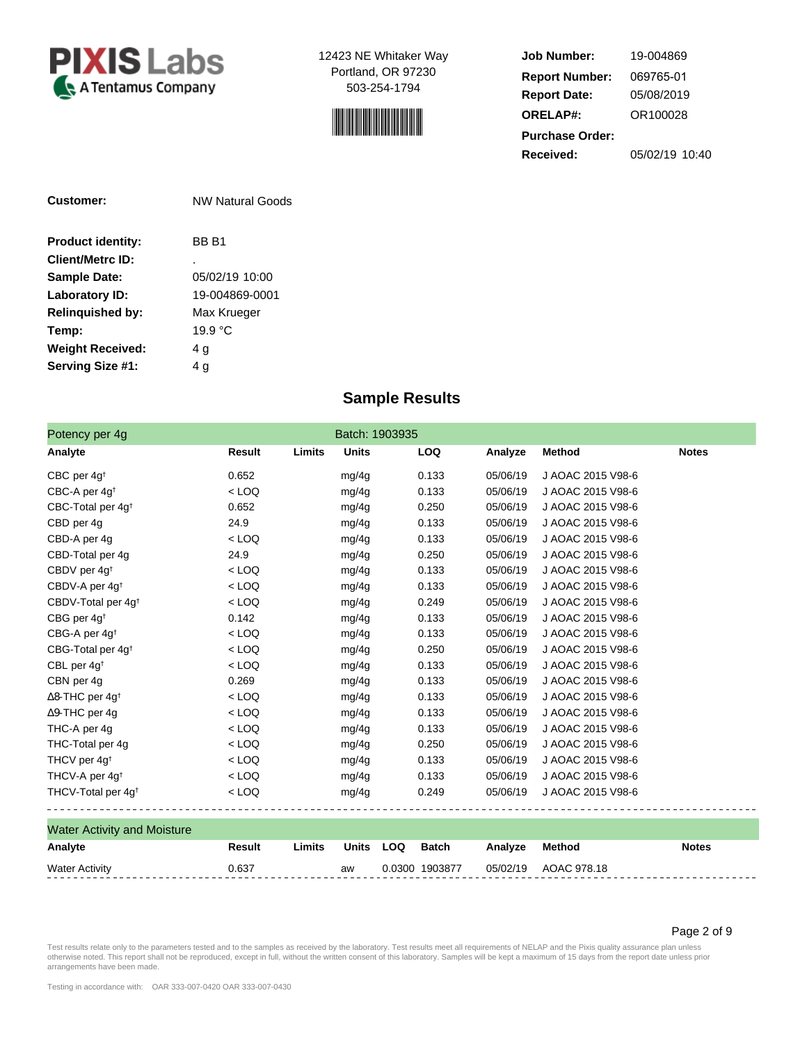**PIXIS Labs**
A Tentamus Company

12423 NE Whitaker Way
Portland, OR 97230
503-254-1794

| | |
|---|---|
| **Job Number:** | 19-004869 |
| **Report Number:** | 069765-01 |
| **Report Date:** | 05/08/2019 |
| **ORELAP#:** | OR100028 |
| **Purchase Order:** | |
| **Received:** | 05/02/19 10:40 |

| | |
|---|---|
| **Customer:** | NW Natural Goods |
| **Product identity:** | BB B1 |
| **Client/Metrc ID:** | . |
| **Sample Date:** | 05/02/19 10:00 |
| **Laboratory ID:** | 19-004869-0001 |
| **Relinquished by:** | Max Krueger |
| **Temp:** | 19.9 °C |
| **Weight Received:** | 4 g |
| **Serving Size #1:** | 4 g |

## Sample Results

**Potency per 4g** — Batch: 1903935

| Analyte | Result | Limits | Units | LOQ | Analyze | Method | Notes |
|---|---|---|---|---|---|---|---|
| CBC per 4g† | 0.652 | | mg/4g | 0.133 | 05/06/19 | J AOAC 2015 V98-6 | |
| CBC-A per 4g† | < LOQ | | mg/4g | 0.133 | 05/06/19 | J AOAC 2015 V98-6 | |
| CBC-Total per 4g† | 0.652 | | mg/4g | 0.250 | 05/06/19 | J AOAC 2015 V98-6 | |
| CBD per 4g | 24.9 | | mg/4g | 0.133 | 05/06/19 | J AOAC 2015 V98-6 | |
| CBD-A per 4g | < LOQ | | mg/4g | 0.133 | 05/06/19 | J AOAC 2015 V98-6 | |
| CBD-Total per 4g | 24.9 | | mg/4g | 0.250 | 05/06/19 | J AOAC 2015 V98-6 | |
| CBDV per 4g† | < LOQ | | mg/4g | 0.133 | 05/06/19 | J AOAC 2015 V98-6 | |
| CBDV-A per 4g† | < LOQ | | mg/4g | 0.133 | 05/06/19 | J AOAC 2015 V98-6 | |
| CBDV-Total per 4g† | < LOQ | | mg/4g | 0.249 | 05/06/19 | J AOAC 2015 V98-6 | |
| CBG per 4g† | 0.142 | | mg/4g | 0.133 | 05/06/19 | J AOAC 2015 V98-6 | |
| CBG-A per 4g† | < LOQ | | mg/4g | 0.133 | 05/06/19 | J AOAC 2015 V98-6 | |
| CBG-Total per 4g† | < LOQ | | mg/4g | 0.250 | 05/06/19 | J AOAC 2015 V98-6 | |
| CBL per 4g† | < LOQ | | mg/4g | 0.133 | 05/06/19 | J AOAC 2015 V98-6 | |
| CBN per 4g | 0.269 | | mg/4g | 0.133 | 05/06/19 | J AOAC 2015 V98-6 | |
| Δ8-THC per 4g† | < LOQ | | mg/4g | 0.133 | 05/06/19 | J AOAC 2015 V98-6 | |
| Δ9-THC per 4g | < LOQ | | mg/4g | 0.133 | 05/06/19 | J AOAC 2015 V98-6 | |
| THC-A per 4g | < LOQ | | mg/4g | 0.133 | 05/06/19 | J AOAC 2015 V98-6 | |
| THC-Total per 4g | < LOQ | | mg/4g | 0.250 | 05/06/19 | J AOAC 2015 V98-6 | |
| THCV per 4g† | < LOQ | | mg/4g | 0.133 | 05/06/19 | J AOAC 2015 V98-6 | |
| THCV-A per 4g† | < LOQ | | mg/4g | 0.133 | 05/06/19 | J AOAC 2015 V98-6 | |
| THCV-Total per 4g† | < LOQ | | mg/4g | 0.249 | 05/06/19 | J AOAC 2015 V98-6 | |

**Water Activity and Moisture**

| Analyte | Result | Limits | Units | LOQ | Batch | Analyze | Method | Notes |
|---|---|---|---|---|---|---|---|---|
| Water Activity | 0.637 | | aw | 0.0300 | 1903877 | 05/02/19 | AOAC 978.18 | |

Test results relate only to the parameters tested and to the samples as received by the laboratory. Test results meet all requirements of NELAP and the Pixis quality assurance plan unless otherwise noted. This report shall not be reproduced, except in full, without the written consent of this laboratory. Samples will be kept a maximum of 15 days from the report date unless prior arrangements have been made.

Testing in accordance with: OAR 333-007-0420 OAR 333-007-0430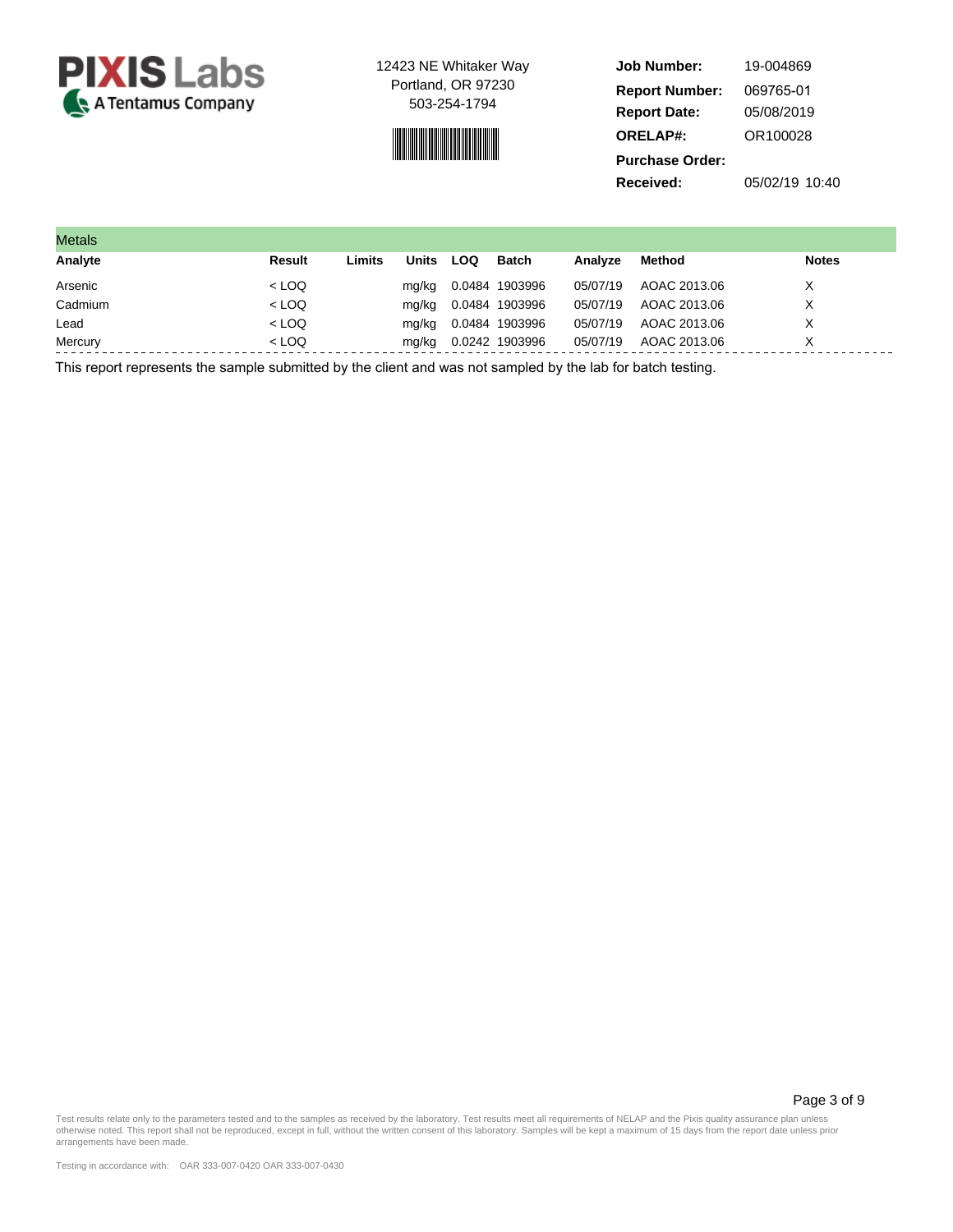**PIXIS Labs**
A Tentamus Company

12423 NE Whitaker Way
Portland, OR 97230
503-254-1794

| | |
|---|---|
| **Job Number:** | 19-004869 |
| **Report Number:** | 069765-01 |
| **Report Date:** | 05/08/2019 |
| **ORELAP#:** | OR100028 |
| **Purchase Order:** | |
| **Received:** | 05/02/19 10:40 |

## Metals

| Analyte | Result | Limits | Units | LOQ | Batch | Analyze | Method | Notes |
|---|---|---|---|---|---|---|---|---|
| Arsenic | < LOQ | | mg/kg | 0.0484 | 1903996 | 05/07/19 | AOAC 2013.06 | X |
| Cadmium | < LOQ | | mg/kg | 0.0484 | 1903996 | 05/07/19 | AOAC 2013.06 | X |
| Lead | < LOQ | | mg/kg | 0.0484 | 1903996 | 05/07/19 | AOAC 2013.06 | X |
| Mercury | < LOQ | | mg/kg | 0.0242 | 1903996 | 05/07/19 | AOAC 2013.06 | X |

This report represents the sample submitted by the client and was not sampled by the lab for batch testing.

Test results relate only to the parameters tested and to the samples as received by the laboratory. Test results meet all requirements of NELAP and the Pixis quality assurance plan unless otherwise noted. This report shall not be reproduced, except in full, without the written consent of this laboratory. Samples will be kept a maximum of 15 days from the report date unless prior arrangements have been made.

Testing in accordance with: OAR 333-007-0420 OAR 333-007-0430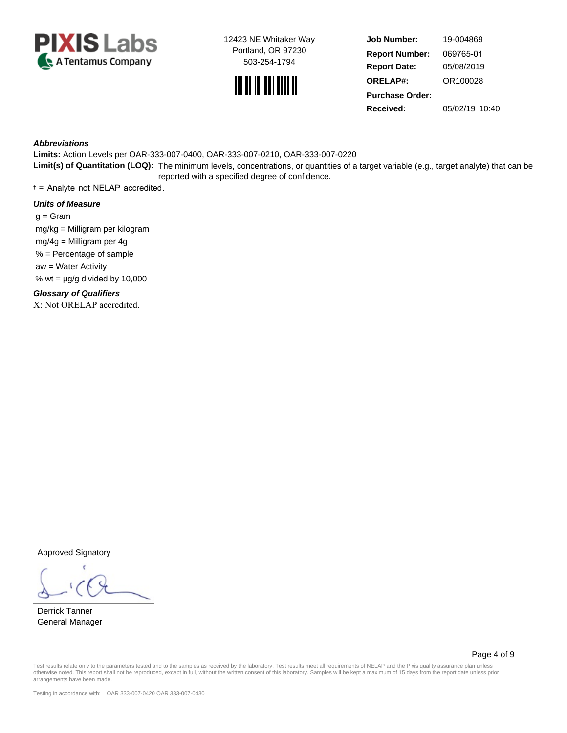**PIXIS Labs**
A Tentamus Company

12423 NE Whitaker Way
Portland, OR 97230
503-254-1794

| | |
|---|---|
| **Job Number:** | 19-004869 |
| **Report Number:** | 069765-01 |
| **Report Date:** | 05/08/2019 |
| **ORELAP#:** | OR100028 |
| **Purchase Order:** | |
| **Received:** | 05/02/19 10:40 |

### *Abbreviations*

**Limits:** Action Levels per OAR-333-007-0400, OAR-333-007-0210, OAR-333-007-0220

**Limit(s) of Quantitation (LOQ):** The minimum levels, concentrations, or quantities of a target variable (e.g., target analyte) that can be reported with a specified degree of confidence.

† = Analyte not NELAP accredited.

### *Units of Measure*

g = Gram

mg/kg = Milligram per kilogram

mg/4g = Milligram per 4g

% = Percentage of sample

aw = Water Activity

% wt = µg/g divided by 10,000

### *Glossary of Qualifiers*

X: Not ORELAP accredited.

Approved Signatory

Derrick Tanner
General Manager

Test results relate only to the parameters tested and to the samples as received by the laboratory. Test results meet all requirements of NELAP and the Pixis quality assurance plan unless otherwise noted. This report shall not be reproduced, except in full, without the written consent of this laboratory. Samples will be kept a maximum of 15 days from the report date unless prior arrangements have been made.

Testing in accordance with: OAR 333-007-0420 OAR 333-007-0430